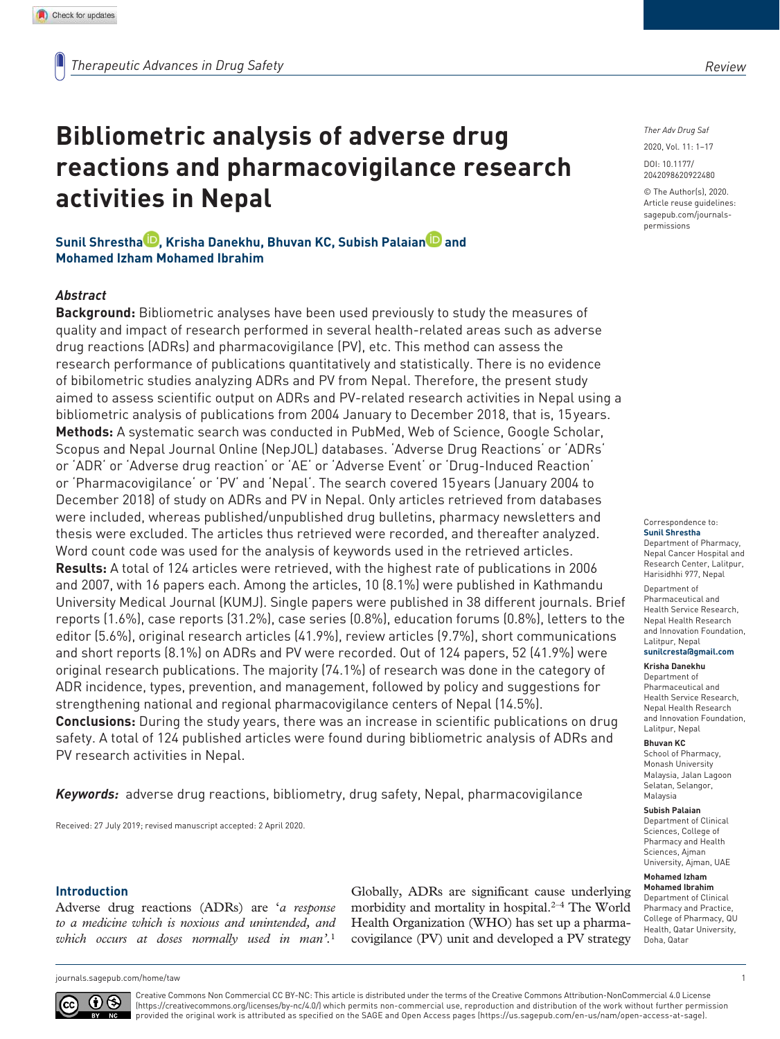Review

# Bibliometric analysis of adverse drug reactions and pharmacovigilance research activities in Nepal

**Sunil Shrestha, Krisha Danekhu, Bhuvan KC, Subish Palaian and Mohamed Izham Mohamed Ibrahim**

Ther Adv Drug Saf

2020, Vol. 11: 1–17

DOI: 10.1177/2042098620922480

© The Author(s), 2020. Article reuse guidelines: sagepub.com/journals-permissions

## *Abstract*

**Background:** Bibliometric analyses have been used previously to study the measures of quality and impact of research performed in several health-related areas such as adverse drug reactions (ADRs) and pharmacovigilance (PV), etc. This method can assess the research performance of publications quantitatively and statistically. There is no evidence of bibilometric studies analyzing ADRs and PV from Nepal. Therefore, the present study aimed to assess scientific output on ADRs and PV-related research activities in Nepal using a bibliometric analysis of publications from 2004 January to December 2018, that is, 15 years.

**Methods:** A systematic search was conducted in PubMed, Web of Science, Google Scholar, Scopus and Nepal Journal Online (NepJOL) databases. 'Adverse Drug Reactions' or 'ADRs' or 'ADR' or 'Adverse drug reaction' or 'AE' or 'Adverse Event' or 'Drug-Induced Reaction' or 'Pharmacovigilance' or 'PV' and 'Nepal'. The search covered 15 years (January 2004 to December 2018) of study on ADRs and PV in Nepal. Only articles retrieved from databases were included, whereas published/unpublished drug bulletins, pharmacy newsletters and thesis were excluded. The articles thus retrieved were recorded, and thereafter analyzed. Word count code was used for the analysis of keywords used in the retrieved articles.

**Results:** A total of 124 articles were retrieved, with the highest rate of publications in 2006 and 2007, with 16 papers each. Among the articles, 10 (8.1%) were published in Kathmandu University Medical Journal (KUMJ). Single papers were published in 38 different journals. Brief reports (1.6%), case reports (31.2%), case series (0.8%), education forums (0.8%), letters to the editor (5.6%), original research articles (41.9%), review articles (9.7%), short communications and short reports (8.1%) on ADRs and PV were recorded. Out of 124 papers, 52 (41.9%) were original research publications. The majority (74.1%) of research was done in the category of ADR incidence, types, prevention, and management, followed by policy and suggestions for strengthening national and regional pharmacovigilance centers of Nepal (14.5%).

**Conclusions:** During the study years, there was an increase in scientific publications on drug safety. A total of 124 published articles were found during bibliometric analysis of ADRs and PV research activities in Nepal.

***Keywords:*** adverse drug reactions, bibliometry, drug safety, Nepal, pharmacovigilance

Received: 27 July 2019; revised manuscript accepted: 2 April 2020.

Correspondence to:
**Sunil Shrestha**
Department of Pharmacy, Nepal Cancer Hospital and Research Center, Lalitpur, Harisidhhi 977, Nepal

Department of Pharmaceutical and Health Service Research, Nepal Health Research and Innovation Foundation, Lalitpur, Nepal
**sunilcresta@gmail.com**

**Krisha Danekhu**
Department of Pharmaceutical and Health Service Research, Nepal Health Research and Innovation Foundation, Lalitpur, Nepal

**Bhuvan KC**
School of Pharmacy, Monash University Malaysia, Jalan Lagoon Selatan, Selangor, Malaysia

**Subish Palaian**
Department of Clinical Sciences, College of Pharmacy and Health Sciences, Ajman University, Ajman, UAE

**Mohamed Izham Mohamed Ibrahim**
Department of Clinical Pharmacy and Practice, College of Pharmacy, QU Health, Qatar University, Doha, Qatar

## Introduction

Adverse drug reactions (ADRs) are '*a response to a medicine which is noxious and unintended, and which occurs at doses normally used in man*'.[1] Globally, ADRs are significant cause underlying morbidity and mortality in hospital.[2–4] The World Health Organization (WHO) has set up a pharmacovigilance (PV) unit and developed a PV strategy

Creative Commons Non Commercial CC BY-NC: This article is distributed under the terms of the Creative Commons Attribution-NonCommercial 4.0 License (https://creativecommons.org/licenses/by-nc/4.0/) which permits non-commercial use, reproduction and distribution of the work without further permission provided the original work is attributed as specified on the SAGE and Open Access pages (https://us.sagepub.com/en-us/nam/open-access-at-sage).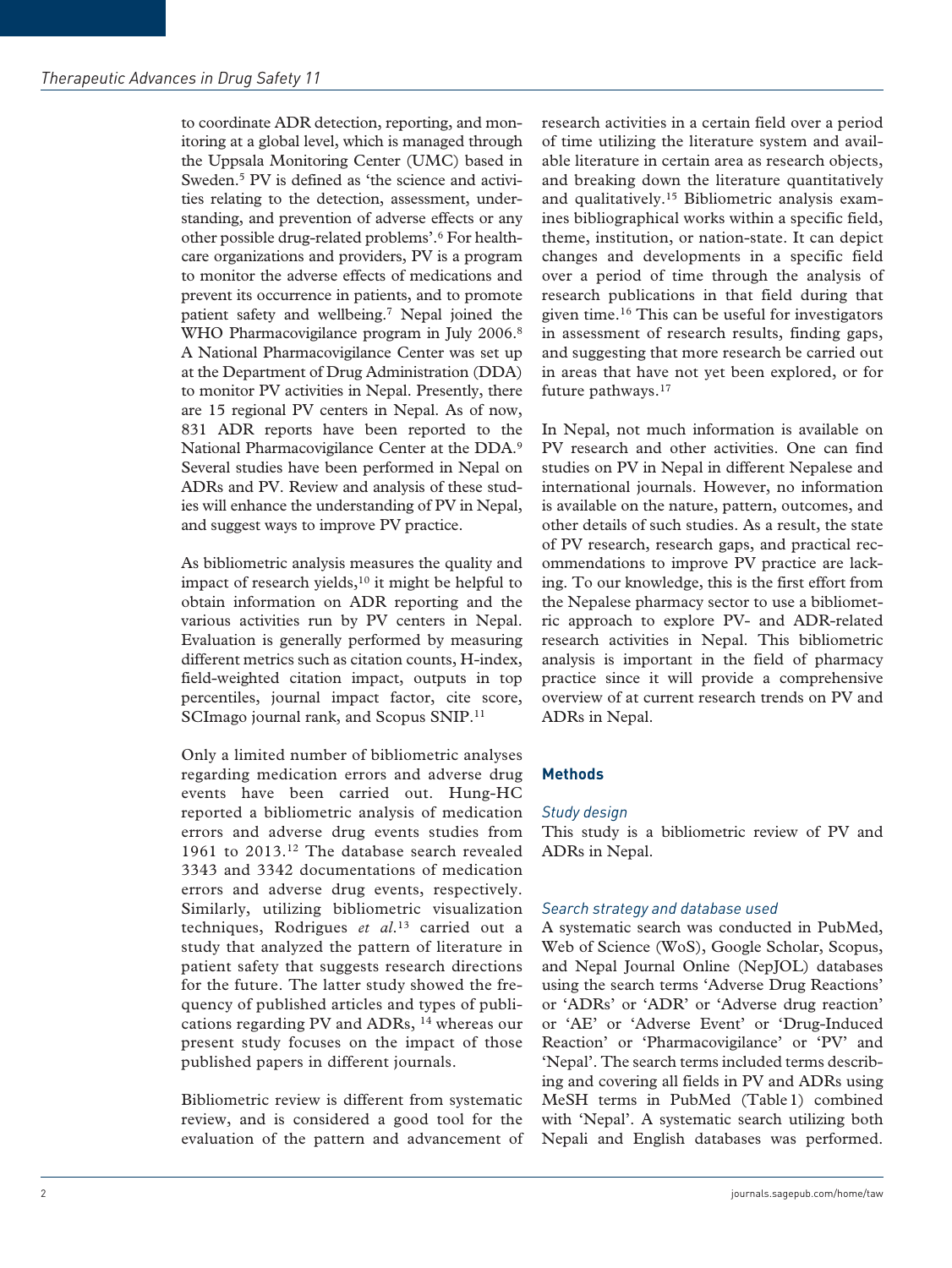to coordinate ADR detection, reporting, and monitoring at a global level, which is managed through the Uppsala Monitoring Center (UMC) based in Sweden.[5] PV is defined as 'the science and activities relating to the detection, assessment, understanding, and prevention of adverse effects or any other possible drug-related problems'.[6] For healthcare organizations and providers, PV is a program to monitor the adverse effects of medications and prevent its occurrence in patients, and to promote patient safety and wellbeing.[7] Nepal joined the WHO Pharmacovigilance program in July 2006.[8] A National Pharmacovigilance Center was set up at the Department of Drug Administration (DDA) to monitor PV activities in Nepal. Presently, there are 15 regional PV centers in Nepal. As of now, 831 ADR reports have been reported to the National Pharmacovigilance Center at the DDA.[9] Several studies have been performed in Nepal on ADRs and PV. Review and analysis of these studies will enhance the understanding of PV in Nepal, and suggest ways to improve PV practice.

As bibliometric analysis measures the quality and impact of research yields,[10] it might be helpful to obtain information on ADR reporting and the various activities run by PV centers in Nepal. Evaluation is generally performed by measuring different metrics such as citation counts, H-index, field-weighted citation impact, outputs in top percentiles, journal impact factor, cite score, SCImago journal rank, and Scopus SNIP.[11]

Only a limited number of bibliometric analyses regarding medication errors and adverse drug events have been carried out. Hung-HC reported a bibliometric analysis of medication errors and adverse drug events studies from 1961 to 2013.[12] The database search revealed 3343 and 3342 documentations of medication errors and adverse drug events, respectively. Similarly, utilizing bibliometric visualization techniques, Rodrigues *et al.*[13] carried out a study that analyzed the pattern of literature in patient safety that suggests research directions for the future. The latter study showed the frequency of published articles and types of publications regarding PV and ADRs, [14] whereas our present study focuses on the impact of those published papers in different journals.

Bibliometric review is different from systematic review, and is considered a good tool for the evaluation of the pattern and advancement of research activities in a certain field over a period of time utilizing the literature system and available literature in certain area as research objects, and breaking down the literature quantitatively and qualitatively.[15] Bibliometric analysis examines bibliographical works within a specific field, theme, institution, or nation-state. It can depict changes and developments in a specific field over a period of time through the analysis of research publications in that field during that given time.[16] This can be useful for investigators in assessment of research results, finding gaps, and suggesting that more research be carried out in areas that have not yet been explored, or for future pathways.[17]

In Nepal, not much information is available on PV research and other activities. One can find studies on PV in Nepal in different Nepalese and international journals. However, no information is available on the nature, pattern, outcomes, and other details of such studies. As a result, the state of PV research, research gaps, and practical recommendations to improve PV practice are lacking. To our knowledge, this is the first effort from the Nepalese pharmacy sector to use a bibliometric approach to explore PV- and ADR-related research activities in Nepal. This bibliometric analysis is important in the field of pharmacy practice since it will provide a comprehensive overview of at current research trends on PV and ADRs in Nepal.

## Methods

### *Study design*

This study is a bibliometric review of PV and ADRs in Nepal.

### *Search strategy and database used*

A systematic search was conducted in PubMed, Web of Science (WoS), Google Scholar, Scopus, and Nepal Journal Online (NepJOL) databases using the search terms 'Adverse Drug Reactions' or 'ADRs' or 'ADR' or 'Adverse drug reaction' or 'AE' or 'Adverse Event' or 'Drug-Induced Reaction' or 'Pharmacovigilance' or 'PV' and 'Nepal'. The search terms included terms describing and covering all fields in PV and ADRs using MeSH terms in PubMed (Table 1) combined with 'Nepal'. A systematic search utilizing both Nepali and English databases was performed.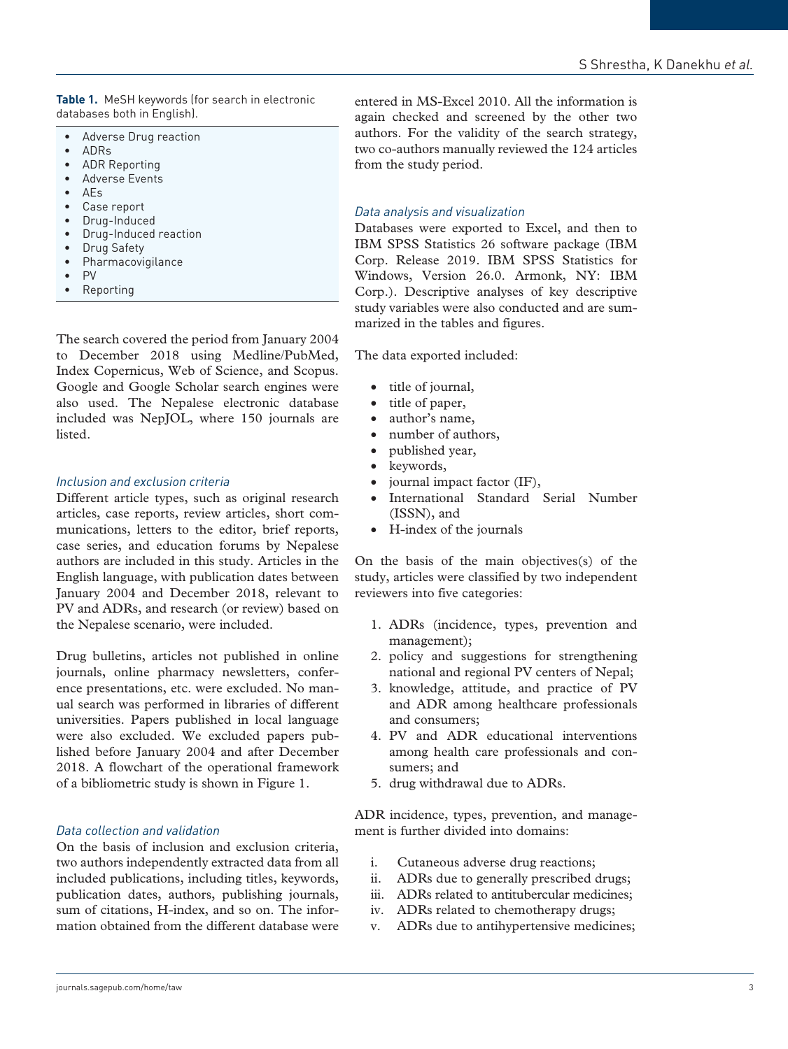**Table 1.** MeSH keywords (for search in electronic databases both in English).

- Adverse Drug reaction
- ADRs
- ADR Reporting
- Adverse Events
- AEs
- Case report
- Drug-Induced
- Drug-Induced reaction
- Drug Safety
- Pharmacovigilance
- PV
- Reporting

The search covered the period from January 2004 to December 2018 using Medline/PubMed, Index Copernicus, Web of Science, and Scopus. Google and Google Scholar search engines were also used. The Nepalese electronic database included was NepJOL, where 150 journals are listed.

### *Inclusion and exclusion criteria*

Different article types, such as original research articles, case reports, review articles, short communications, letters to the editor, brief reports, case series, and education forums by Nepalese authors are included in this study. Articles in the English language, with publication dates between January 2004 and December 2018, relevant to PV and ADRs, and research (or review) based on the Nepalese scenario, were included.

Drug bulletins, articles not published in online journals, online pharmacy newsletters, conference presentations, etc. were excluded. No manual search was performed in libraries of different universities. Papers published in local language were also excluded. We excluded papers published before January 2004 and after December 2018. A flowchart of the operational framework of a bibliometric study is shown in Figure 1.

### *Data collection and validation*

On the basis of inclusion and exclusion criteria, two authors independently extracted data from all included publications, including titles, keywords, publication dates, authors, publishing journals, sum of citations, H-index, and so on. The information obtained from the different database were entered in MS-Excel 2010. All the information is again checked and screened by the other two authors. For the validity of the search strategy, two co-authors manually reviewed the 124 articles from the study period.

### *Data analysis and visualization*

Databases were exported to Excel, and then to IBM SPSS Statistics 26 software package (IBM Corp. Release 2019. IBM SPSS Statistics for Windows, Version 26.0. Armonk, NY: IBM Corp.). Descriptive analyses of key descriptive study variables were also conducted and are summarized in the tables and figures.

The data exported included:

- title of journal,
- title of paper,
- author's name,
- number of authors,
- published year,
- keywords,
- journal impact factor (IF),
- International Standard Serial Number (ISSN), and
- H-index of the journals

On the basis of the main objectives(s) of the study, articles were classified by two independent reviewers into five categories:

1. ADRs (incidence, types, prevention and management);
2. policy and suggestions for strengthening national and regional PV centers of Nepal;
3. knowledge, attitude, and practice of PV and ADR among healthcare professionals and consumers;
4. PV and ADR educational interventions among health care professionals and consumers; and
5. drug withdrawal due to ADRs.

ADR incidence, types, prevention, and management is further divided into domains:

i. Cutaneous adverse drug reactions;
ii. ADRs due to generally prescribed drugs;
iii. ADRs related to antitubercular medicines;
iv. ADRs related to chemotherapy drugs;
v. ADRs due to antihypertensive medicines;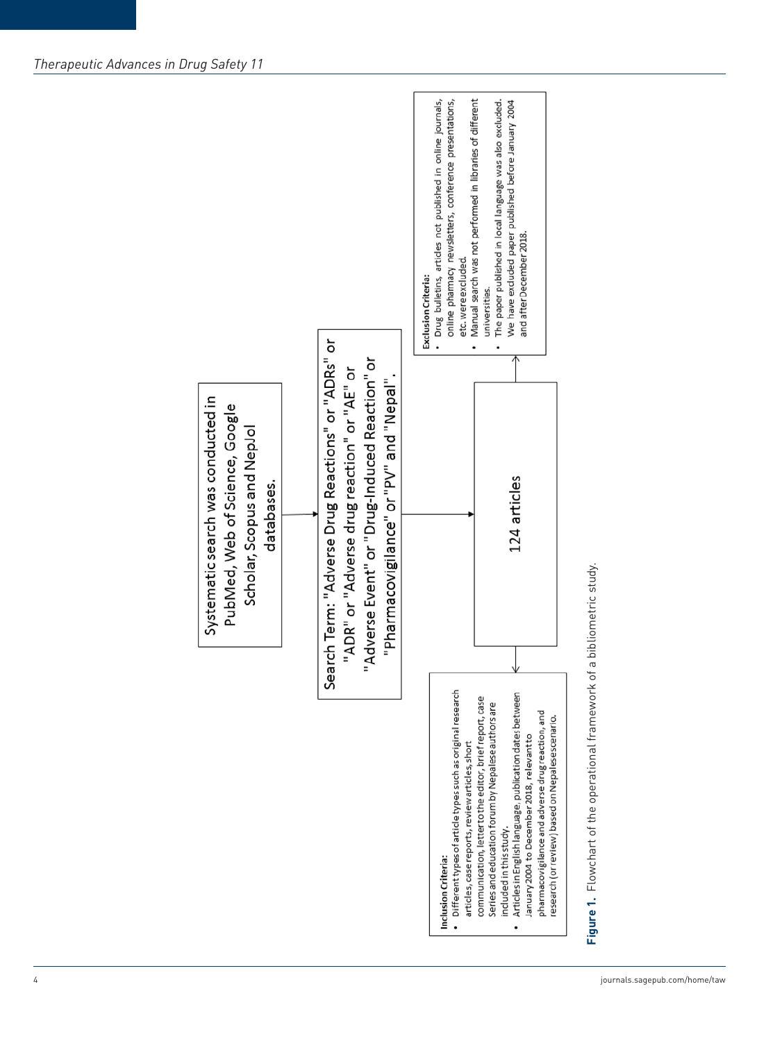Systematic search was conducted in PubMed, Web of Science, Google Scholar, Scopus and NepJol databases.

Search Term: "Adverse Drug Reactions" or "ADRs" or "ADR" or "Adverse drug reaction" or "AE" or "Adverse Event" or "Drug-Induced Reaction" or "Pharmacovigilance" or "PV" and "Nepal".

124 articles

**Inclusion Criteria:**

- Different types of article types such as original research articles, case reports, review articles, short communication, letter to the editor, brief report, case Series and education forum by Nepalese authors are included in this study.
- Articles in English language, publication dates between January 2004 to December 2018, relevant to pharmacovigilance and adverse drug reaction, and research (or review) based on Nepalese scenario.

**Exclusion Criteria:**

- Drug bulletins, articles not published in online journals, online pharmacy newsletters, conference presentations, etc. were excluded.
- Manual search was not performed in libraries of different universities.
- The paper published in local language was also excluded. We have excluded paper published before January 2004 and after December 2018.

**Figure 1.** Flowchart of the operational framework of a bibliometric study.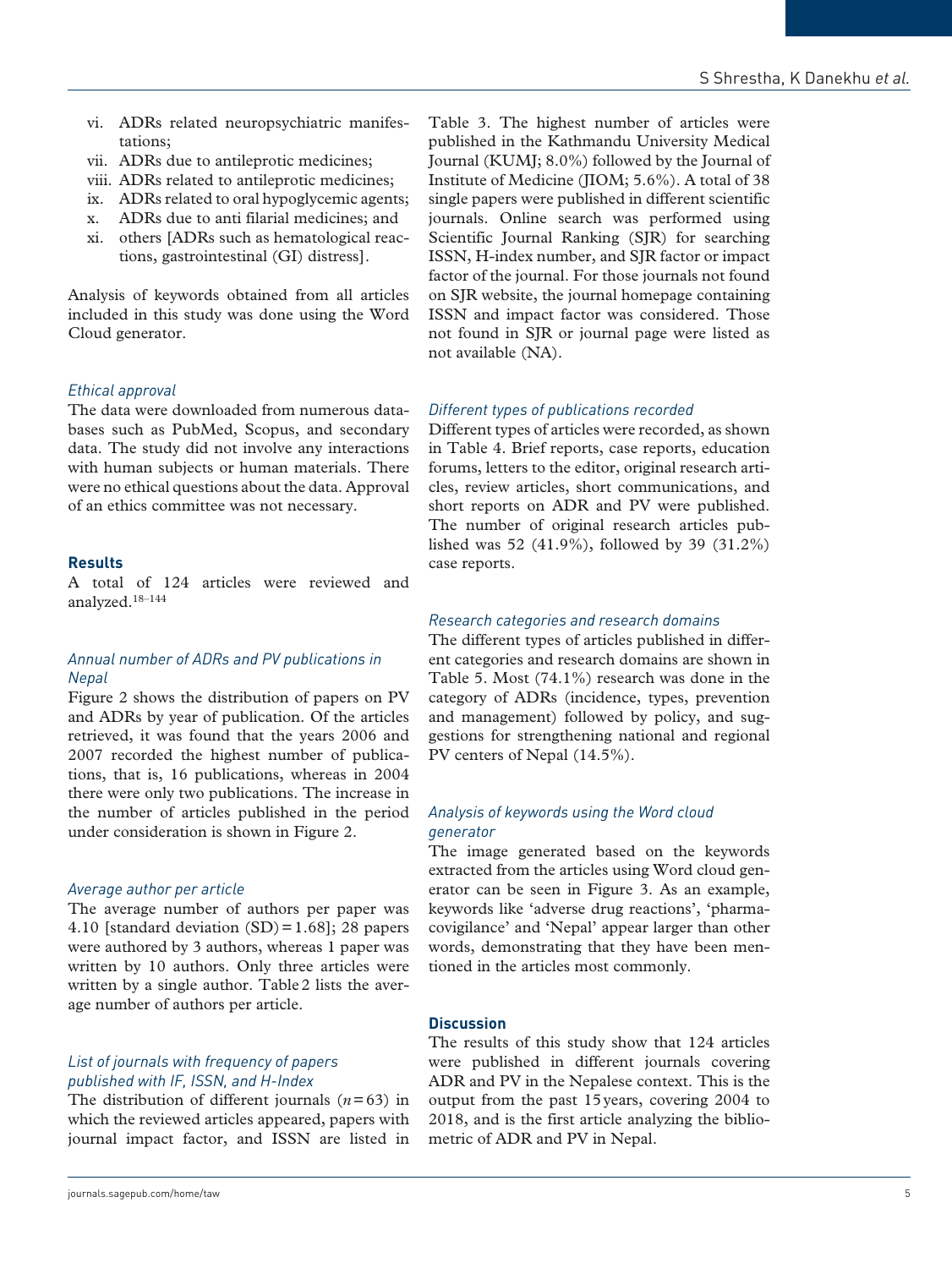vi. ADRs related neuropsychiatric manifestations;
vii. ADRs due to antileprotic medicines;
viii. ADRs related to antileprotic medicines;
ix. ADRs related to oral hypoglycemic agents;
x. ADRs due to anti filarial medicines; and
xi. others [ADRs such as hematological reactions, gastrointestinal (GI) distress].

Analysis of keywords obtained from all articles included in this study was done using the Word Cloud generator.

### *Ethical approval*

The data were downloaded from numerous databases such as PubMed, Scopus, and secondary data. The study did not involve any interactions with human subjects or human materials. There were no ethical questions about the data. Approval of an ethics committee was not necessary.

## Results

A total of 124 articles were reviewed and analyzed.[18–144]

### *Annual number of ADRs and PV publications in Nepal*

Figure 2 shows the distribution of papers on PV and ADRs by year of publication. Of the articles retrieved, it was found that the years 2006 and 2007 recorded the highest number of publications, that is, 16 publications, whereas in 2004 there were only two publications. The increase in the number of articles published in the period under consideration is shown in Figure 2.

### *Average author per article*

The average number of authors per paper was 4.10 [standard deviation (SD) = 1.68]; 28 papers were authored by 3 authors, whereas 1 paper was written by 10 authors. Only three articles were written by a single author. Table 2 lists the average number of authors per article.

### *List of journals with frequency of papers published with IF, ISSN, and H-Index*

The distribution of different journals ($n = 63$) in which the reviewed articles appeared, papers with journal impact factor, and ISSN are listed in Table 3. The highest number of articles were published in the Kathmandu University Medical Journal (KUMJ; 8.0%) followed by the Journal of Institute of Medicine (JIOM; 5.6%). A total of 38 single papers were published in different scientific journals. Online search was performed using Scientific Journal Ranking (SJR) for searching ISSN, H-index number, and SJR factor or impact factor of the journal. For those journals not found on SJR website, the journal homepage containing ISSN and impact factor was considered. Those not found in SJR or journal page were listed as not available (NA).

### *Different types of publications recorded*

Different types of articles were recorded, as shown in Table 4. Brief reports, case reports, education forums, letters to the editor, original research articles, review articles, short communications, and short reports on ADR and PV were published. The number of original research articles published was 52 (41.9%), followed by 39 (31.2%) case reports.

### *Research categories and research domains*

The different types of articles published in different categories and research domains are shown in Table 5. Most (74.1%) research was done in the category of ADRs (incidence, types, prevention and management) followed by policy, and suggestions for strengthening national and regional PV centers of Nepal (14.5%).

### *Analysis of keywords using the Word cloud generator*

The image generated based on the keywords extracted from the articles using Word cloud generator can be seen in Figure 3. As an example, keywords like 'adverse drug reactions', 'pharmacovigilance' and 'Nepal' appear larger than other words, demonstrating that they have been mentioned in the articles most commonly.

## Discussion

The results of this study show that 124 articles were published in different journals covering ADR and PV in the Nepalese context. This is the output from the past 15 years, covering 2004 to 2018, and is the first article analyzing the bibliometric of ADR and PV in Nepal.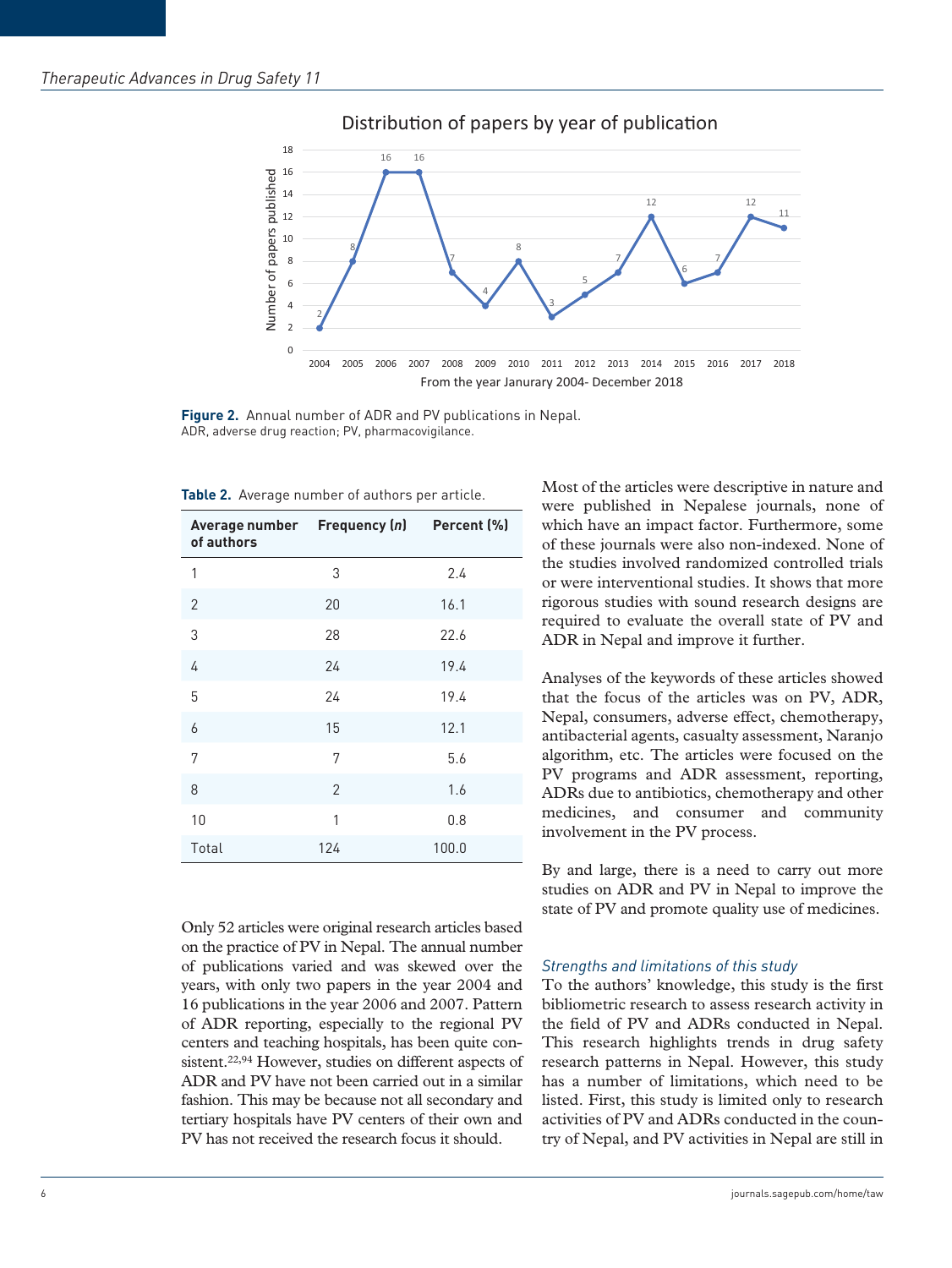Figure 2. Annual number of ADR and PV publications in Nepal.
ADR, adverse drug reaction; PV, pharmacovigilance.

**Table 2.** Average number of authors per article.

| Average number of authors | Frequency (n) | Percent (%) |
|---|---|---|
| 1 | 3 | 2.4 |
| 2 | 20 | 16.1 |
| 3 | 28 | 22.6 |
| 4 | 24 | 19.4 |
| 5 | 24 | 19.4 |
| 6 | 15 | 12.1 |
| 7 | 7 | 5.6 |
| 8 | 2 | 1.6 |
| 10 | 1 | 0.8 |
| Total | 124 | 100.0 |

Only 52 articles were original research articles based on the practice of PV in Nepal. The annual number of publications varied and was skewed over the years, with only two papers in the year 2004 and 16 publications in the year 2006 and 2007. Pattern of ADR reporting, especially to the regional PV centers and teaching hospitals, has been quite consistent.[22,94] However, studies on different aspects of ADR and PV have not been carried out in a similar fashion. This may be because not all secondary and tertiary hospitals have PV centers of their own and PV has not received the research focus it should.

Most of the articles were descriptive in nature and were published in Nepalese journals, none of which have an impact factor. Furthermore, some of these journals were also non-indexed. None of the studies involved randomized controlled trials or were interventional studies. It shows that more rigorous studies with sound research designs are required to evaluate the overall state of PV and ADR in Nepal and improve it further.

Analyses of the keywords of these articles showed that the focus of the articles was on PV, ADR, Nepal, consumers, adverse effect, chemotherapy, antibacterial agents, casualty assessment, Naranjo algorithm, etc. The articles were focused on the PV programs and ADR assessment, reporting, ADRs due to antibiotics, chemotherapy and other medicines, and consumer and community involvement in the PV process.

By and large, there is a need to carry out more studies on ADR and PV in Nepal to improve the state of PV and promote quality use of medicines.

### *Strengths and limitations of this study*

To the authors' knowledge, this study is the first bibliometric research to assess research activity in the field of PV and ADRs conducted in Nepal. This research highlights trends in drug safety research patterns in Nepal. However, this study has a number of limitations, which need to be listed. First, this study is limited only to research activities of PV and ADRs conducted in the country of Nepal, and PV activities in Nepal are still in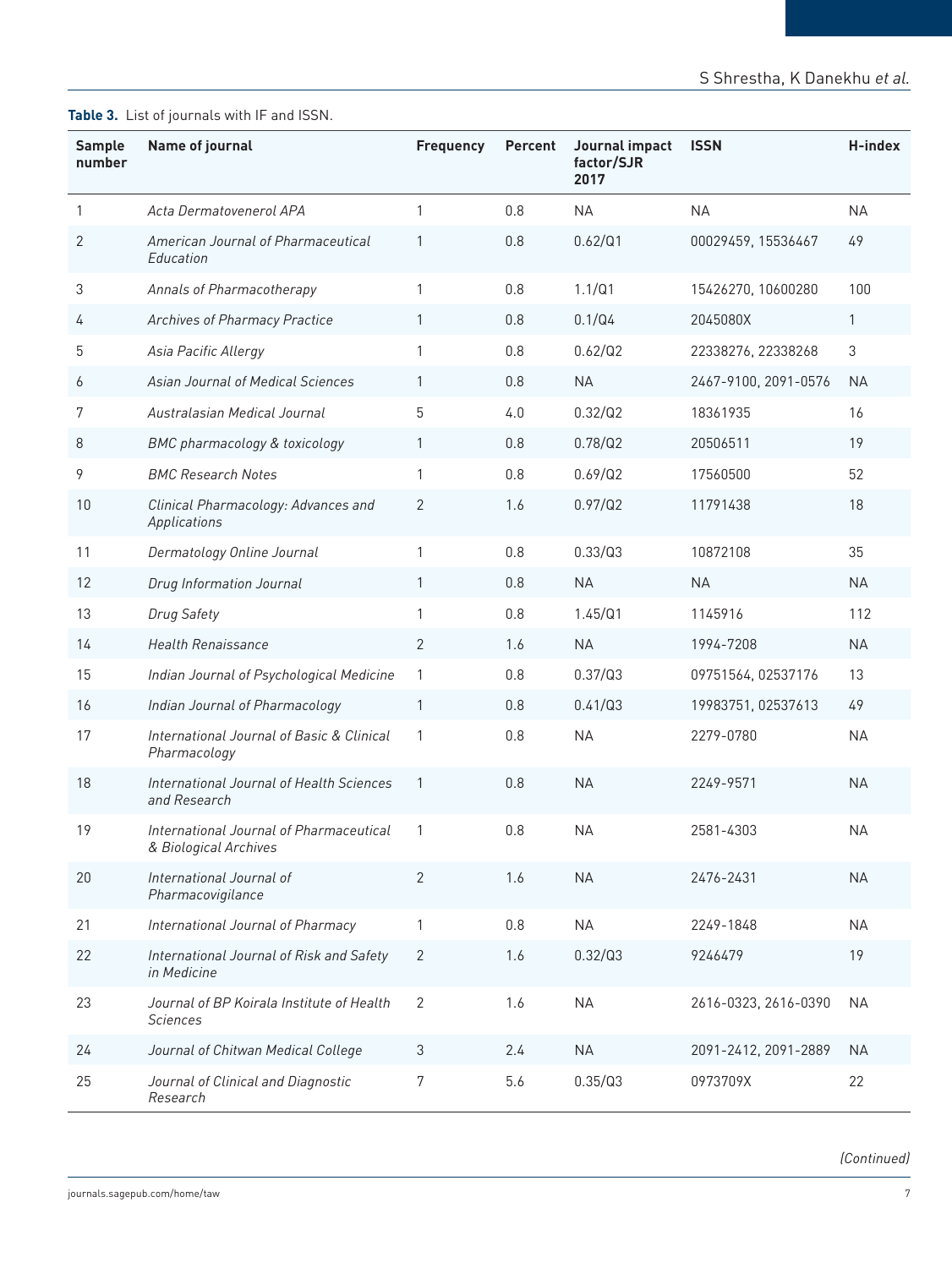**Table 3.** List of journals with IF and ISSN.

| Sample number | Name of journal | Frequency | Percent | Journal impact factor/SJR 2017 | ISSN | H-index |
|---|---|---|---|---|---|---|
| 1 | *Acta Dermatovenerol APA* | 1 | 0.8 | NA | NA | NA |
| 2 | *American Journal of Pharmaceutical Education* | 1 | 0.8 | 0.62/Q1 | 00029459, 15536467 | 49 |
| 3 | *Annals of Pharmacotherapy* | 1 | 0.8 | 1.1/Q1 | 15426270, 10600280 | 100 |
| 4 | *Archives of Pharmacy Practice* | 1 | 0.8 | 0.1/Q4 | 2045080X | 1 |
| 5 | *Asia Pacific Allergy* | 1 | 0.8 | 0.62/Q2 | 22338276, 22338268 | 3 |
| 6 | *Asian Journal of Medical Sciences* | 1 | 0.8 | NA | 2467-9100, 2091-0576 | NA |
| 7 | *Australasian Medical Journal* | 5 | 4.0 | 0.32/Q2 | 18361935 | 16 |
| 8 | *BMC pharmacology & toxicology* | 1 | 0.8 | 0.78/Q2 | 20506511 | 19 |
| 9 | *BMC Research Notes* | 1 | 0.8 | 0.69/Q2 | 17560500 | 52 |
| 10 | *Clinical Pharmacology: Advances and Applications* | 2 | 1.6 | 0.97/Q2 | 11791438 | 18 |
| 11 | *Dermatology Online Journal* | 1 | 0.8 | 0.33/Q3 | 10872108 | 35 |
| 12 | *Drug Information Journal* | 1 | 0.8 | NA | NA | NA |
| 13 | *Drug Safety* | 1 | 0.8 | 1.45/Q1 | 1145916 | 112 |
| 14 | *Health Renaissance* | 2 | 1.6 | NA | 1994-7208 | NA |
| 15 | *Indian Journal of Psychological Medicine* | 1 | 0.8 | 0.37/Q3 | 09751564, 02537176 | 13 |
| 16 | *Indian Journal of Pharmacology* | 1 | 0.8 | 0.41/Q3 | 19983751, 02537613 | 49 |
| 17 | *International Journal of Basic & Clinical Pharmacology* | 1 | 0.8 | NA | 2279-0780 | NA |
| 18 | *International Journal of Health Sciences and Research* | 1 | 0.8 | NA | 2249-9571 | NA |
| 19 | *International Journal of Pharmaceutical & Biological Archives* | 1 | 0.8 | NA | 2581-4303 | NA |
| 20 | *International Journal of Pharmacovigilance* | 2 | 1.6 | NA | 2476-2431 | NA |
| 21 | *International Journal of Pharmacy* | 1 | 0.8 | NA | 2249-1848 | NA |
| 22 | *International Journal of Risk and Safety in Medicine* | 2 | 1.6 | 0.32/Q3 | 9246479 | 19 |
| 23 | *Journal of BP Koirala Institute of Health Sciences* | 2 | 1.6 | NA | 2616-0323, 2616-0390 | NA |
| 24 | *Journal of Chitwan Medical College* | 3 | 2.4 | NA | 2091-2412, 2091-2889 | NA |
| 25 | *Journal of Clinical and Diagnostic Research* | 7 | 5.6 | 0.35/Q3 | 0973709X | 22 |

*(Continued)*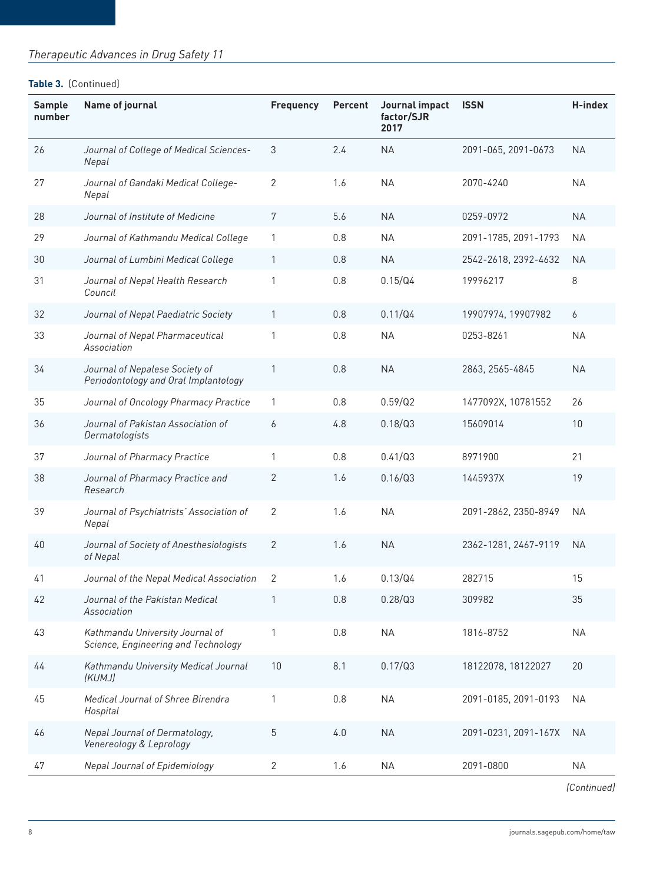**Table 3.** (Continued)

| Sample number | Name of journal | Frequency | Percent | Journal impact factor/SJR 2017 | ISSN | H-index |
|---|---|---|---|---|---|---|
| 26 | *Journal of College of Medical Sciences-Nepal* | 3 | 2.4 | NA | 2091-065, 2091-0673 | NA |
| 27 | *Journal of Gandaki Medical College-Nepal* | 2 | 1.6 | NA | 2070-4240 | NA |
| 28 | *Journal of Institute of Medicine* | 7 | 5.6 | NA | 0259-0972 | NA |
| 29 | *Journal of Kathmandu Medical College* | 1 | 0.8 | NA | 2091-1785, 2091-1793 | NA |
| 30 | *Journal of Lumbini Medical College* | 1 | 0.8 | NA | 2542-2618, 2392-4632 | NA |
| 31 | *Journal of Nepal Health Research Council* | 1 | 0.8 | 0.15/Q4 | 19996217 | 8 |
| 32 | *Journal of Nepal Paediatric Society* | 1 | 0.8 | 0.11/Q4 | 19907974, 19907982 | 6 |
| 33 | *Journal of Nepal Pharmaceutical Association* | 1 | 0.8 | NA | 0253-8261 | NA |
| 34 | *Journal of Nepalese Society of Periodontology and Oral Implantology* | 1 | 0.8 | NA | 2863, 2565-4845 | NA |
| 35 | *Journal of Oncology Pharmacy Practice* | 1 | 0.8 | 0.59/Q2 | 1477092X, 10781552 | 26 |
| 36 | *Journal of Pakistan Association of Dermatologists* | 6 | 4.8 | 0.18/Q3 | 15609014 | 10 |
| 37 | *Journal of Pharmacy Practice* | 1 | 0.8 | 0.41/Q3 | 8971900 | 21 |
| 38 | *Journal of Pharmacy Practice and Research* | 2 | 1.6 | 0.16/Q3 | 1445937X | 19 |
| 39 | *Journal of Psychiatrists' Association of Nepal* | 2 | 1.6 | NA | 2091-2862, 2350-8949 | NA |
| 40 | *Journal of Society of Anesthesiologists of Nepal* | 2 | 1.6 | NA | 2362-1281, 2467-9119 | NA |
| 41 | *Journal of the Nepal Medical Association* | 2 | 1.6 | 0.13/Q4 | 282715 | 15 |
| 42 | *Journal of the Pakistan Medical Association* | 1 | 0.8 | 0.28/Q3 | 309982 | 35 |
| 43 | *Kathmandu University Journal of Science, Engineering and Technology* | 1 | 0.8 | NA | 1816-8752 | NA |
| 44 | *Kathmandu University Medical Journal (KUMJ)* | 10 | 8.1 | 0.17/Q3 | 18122078, 18122027 | 20 |
| 45 | *Medical Journal of Shree Birendra Hospital* | 1 | 0.8 | NA | 2091-0185, 2091-0193 | NA |
| 46 | *Nepal Journal of Dermatology, Venereology & Leprology* | 5 | 4.0 | NA | 2091-0231, 2091-167X | NA |
| 47 | *Nepal Journal of Epidemiology* | 2 | 1.6 | NA | 2091-0800 | NA |

(Continued)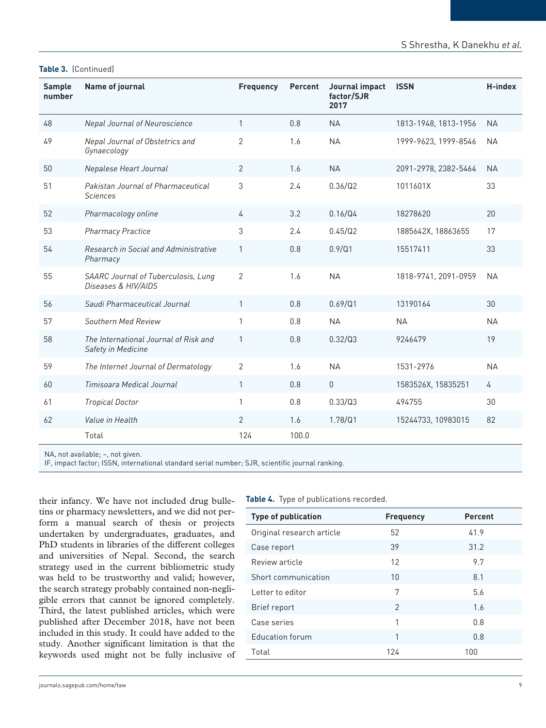**Table 3.** (Continued)

| Sample number | Name of journal | Frequency | Percent | Journal impact factor/SJR 2017 | ISSN | H-index |
|---|---|---|---|---|---|---|
| 48 | *Nepal Journal of Neuroscience* | 1 | 0.8 | NA | 1813-1948, 1813-1956 | NA |
| 49 | *Nepal Journal of Obstetrics and Gynaecology* | 2 | 1.6 | NA | 1999-9623, 1999-8546 | NA |
| 50 | *Nepalese Heart Journal* | 2 | 1.6 | NA | 2091-2978, 2382-5464 | NA |
| 51 | *Pakistan Journal of Pharmaceutical Sciences* | 3 | 2.4 | 0.36/Q2 | 1011601X | 33 |
| 52 | *Pharmacology online* | 4 | 3.2 | 0.16/Q4 | 18278620 | 20 |
| 53 | *Pharmacy Practice* | 3 | 2.4 | 0.45/Q2 | 1885642X, 18863655 | 17 |
| 54 | *Research in Social and Administrative Pharmacy* | 1 | 0.8 | 0.9/Q1 | 15517411 | 33 |
| 55 | *SAARC Journal of Tuberculosis, Lung Diseases & HIV/AIDS* | 2 | 1.6 | NA | 1818-9741, 2091-0959 | NA |
| 56 | *Saudi Pharmaceutical Journal* | 1 | 0.8 | 0.69/Q1 | 13190164 | 30 |
| 57 | *Southern Med Review* | 1 | 0.8 | NA | NA | NA |
| 58 | *The International Journal of Risk and Safety in Medicine* | 1 | 0.8 | 0.32/Q3 | 9246479 | 19 |
| 59 | *The Internet Journal of Dermatology* | 2 | 1.6 | NA | 1531-2976 | NA |
| 60 | *Timisoara Medical Journal* | 1 | 0.8 | 0 | 1583526X, 15835251 | 4 |
| 61 | *Tropical Doctor* | 1 | 0.8 | 0.33/Q3 | 494755 | 30 |
| 62 | *Value in Health* | 2 | 1.6 | 1.78/Q1 | 15244733, 10983015 | 82 |
| | Total | 124 | 100.0 | | | |

NA, not available; –, not given.
IF, impact factor; ISSN, international standard serial number; SJR, scientific journal ranking.

their infancy. We have not included drug bulletins or pharmacy newsletters, and we did not perform a manual search of thesis or projects undertaken by undergraduates, graduates, and PhD students in libraries of the different colleges and universities of Nepal. Second, the search strategy used in the current bibliometric study was held to be trustworthy and valid; however, the search strategy probably contained non-negligible errors that cannot be ignored completely. Third, the latest published articles, which were published after December 2018, have not been included in this study. It could have added to the study. Another significant limitation is that the keywords used might not be fully inclusive of

**Table 4.** Type of publications recorded.

| Type of publication | Frequency | Percent |
|---|---|---|
| Original research article | 52 | 41.9 |
| Case report | 39 | 31.2 |
| Review article | 12 | 9.7 |
| Short communication | 10 | 8.1 |
| Letter to editor | 7 | 5.6 |
| Brief report | 2 | 1.6 |
| Case series | 1 | 0.8 |
| Education forum | 1 | 0.8 |
| Total | 124 | 100 |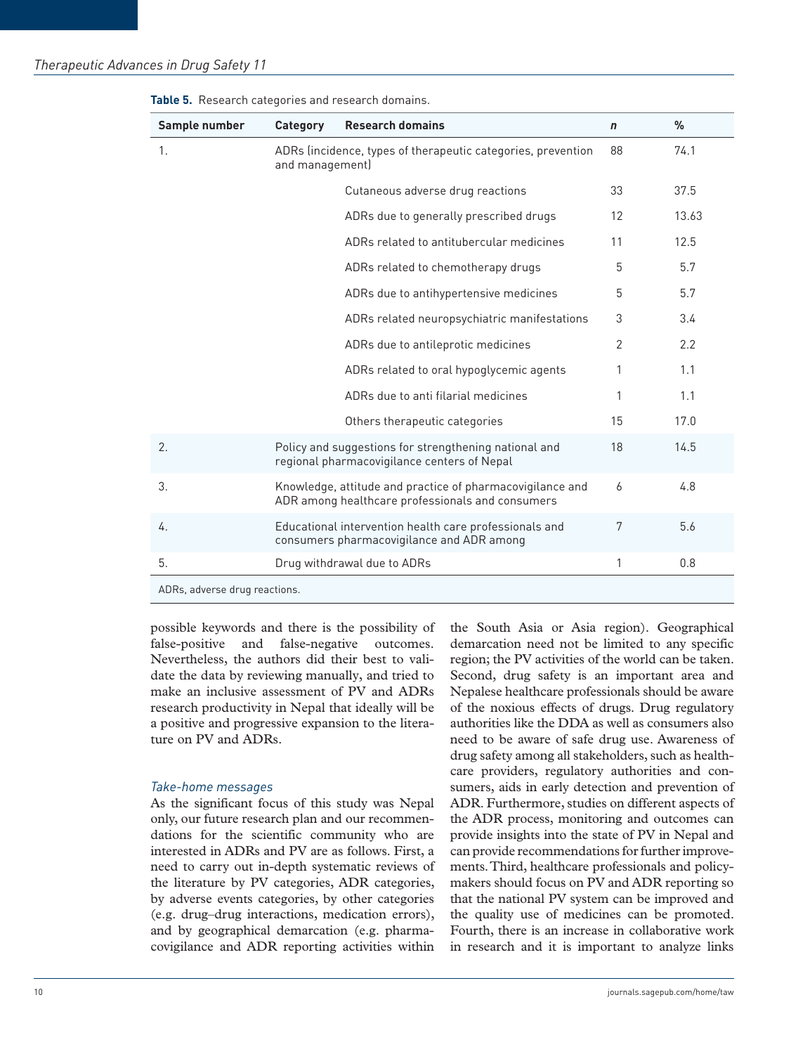**Table 5.** Research categories and research domains.

| Sample number | Category | Research domains | *n* | % |
|---|---|---|---|---|
| 1. | ADRs (incidence, types of therapeutic categories, prevention and management) | | 88 | 74.1 |
| | | Cutaneous adverse drug reactions | 33 | 37.5 |
| | | ADRs due to generally prescribed drugs | 12 | 13.63 |
| | | ADRs related to antitubercular medicines | 11 | 12.5 |
| | | ADRs related to chemotherapy drugs | 5 | 5.7 |
| | | ADRs due to antihypertensive medicines | 5 | 5.7 |
| | | ADRs related neuropsychiatric manifestations | 3 | 3.4 |
| | | ADRs due to antileprotic medicines | 2 | 2.2 |
| | | ADRs related to oral hypoglycemic agents | 1 | 1.1 |
| | | ADRs due to anti filarial medicines | 1 | 1.1 |
| | | Others therapeutic categories | 15 | 17.0 |
| 2. | Policy and suggestions for strengthening national and regional pharmacovigilance centers of Nepal | | 18 | 14.5 |
| 3. | Knowledge, attitude and practice of pharmacovigilance and ADR among healthcare professionals and consumers | | 6 | 4.8 |
| 4. | Educational intervention health care professionals and consumers pharmacovigilance and ADR among | | 7 | 5.6 |
| 5. | Drug withdrawal due to ADRs | | 1 | 0.8 |

ADRs, adverse drug reactions.

possible keywords and there is the possibility of false-positive and false-negative outcomes. Nevertheless, the authors did their best to validate the data by reviewing manually, and tried to make an inclusive assessment of PV and ADRs research productivity in Nepal that ideally will be a positive and progressive expansion to the literature on PV and ADRs.

### *Take-home messages*

As the significant focus of this study was Nepal only, our future research plan and our recommendations for the scientific community who are interested in ADRs and PV are as follows. First, a need to carry out in-depth systematic reviews of the literature by PV categories, ADR categories, by adverse events categories, by other categories (e.g. drug–drug interactions, medication errors), and by geographical demarcation (e.g. pharmacovigilance and ADR reporting activities within the South Asia or Asia region). Geographical demarcation need not be limited to any specific region; the PV activities of the world can be taken. Second, drug safety is an important area and Nepalese healthcare professionals should be aware of the noxious effects of drugs. Drug regulatory authorities like the DDA as well as consumers also need to be aware of safe drug use. Awareness of drug safety among all stakeholders, such as healthcare providers, regulatory authorities and consumers, aids in early detection and prevention of ADR. Furthermore, studies on different aspects of the ADR process, monitoring and outcomes can provide insights into the state of PV in Nepal and can provide recommendations for further improvements. Third, healthcare professionals and policymakers should focus on PV and ADR reporting so that the national PV system can be improved and the quality use of medicines can be promoted. Fourth, there is an increase in collaborative work in research and it is important to analyze links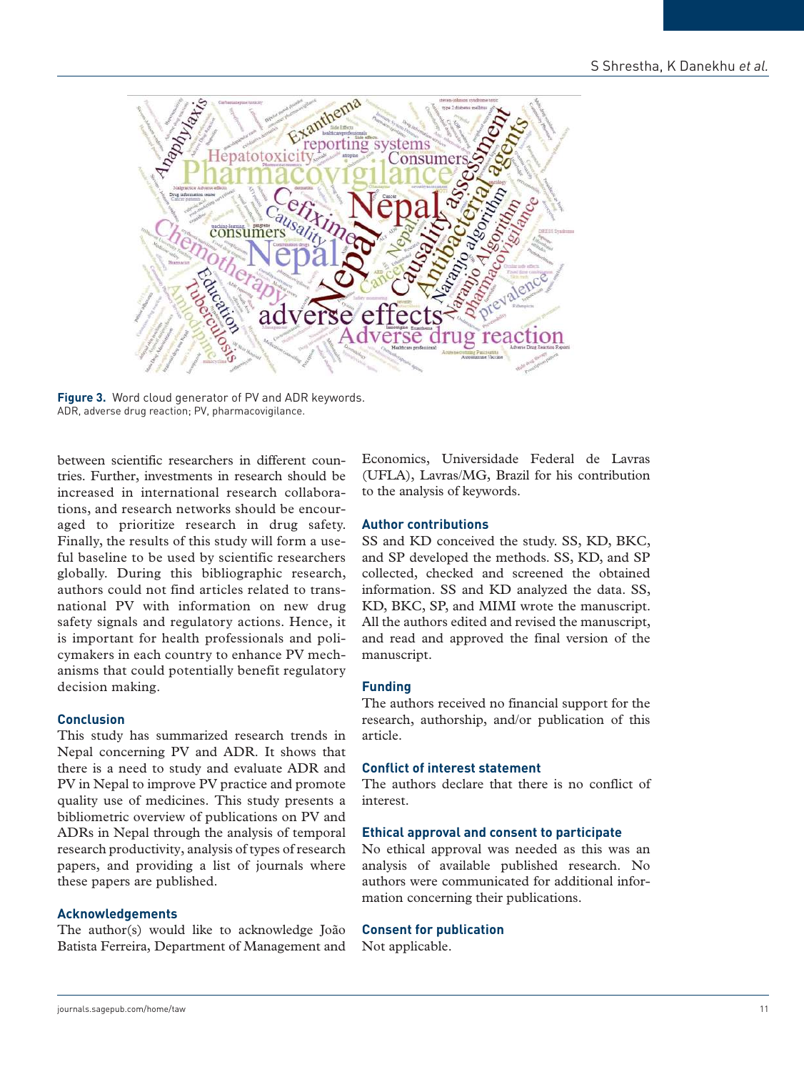Figure 3. Word cloud generator of PV and ADR keywords.
ADR, adverse drug reaction; PV, pharmacovigilance.

between scientific researchers in different countries. Further, investments in research should be increased in international research collaborations, and research networks should be encouraged to prioritize research in drug safety. Finally, the results of this study will form a useful baseline to be used by scientific researchers globally. During this bibliographic research, authors could not find articles related to transnational PV with information on new drug safety signals and regulatory actions. Hence, it is important for health professionals and policymakers in each country to enhance PV mechanisms that could potentially benefit regulatory decision making.

### Conclusion

This study has summarized research trends in Nepal concerning PV and ADR. It shows that there is a need to study and evaluate ADR and PV in Nepal to improve PV practice and promote quality use of medicines. This study presents a bibliometric overview of publications on PV and ADRs in Nepal through the analysis of temporal research productivity, analysis of types of research papers, and providing a list of journals where these papers are published.

### Acknowledgements

The author(s) would like to acknowledge João Batista Ferreira, Department of Management and Economics, Universidade Federal de Lavras (UFLA), Lavras/MG, Brazil for his contribution to the analysis of keywords.

### Author contributions

SS and KD conceived the study. SS, KD, BKC, and SP developed the methods. SS, KD, and SP collected, checked and screened the obtained information. SS and KD analyzed the data. SS, KD, BKC, SP, and MIMI wrote the manuscript. All the authors edited and revised the manuscript, and read and approved the final version of the manuscript.

### Funding

The authors received no financial support for the research, authorship, and/or publication of this article.

### Conflict of interest statement

The authors declare that there is no conflict of interest.

### Ethical approval and consent to participate

No ethical approval was needed as this was an analysis of available published research. No authors were communicated for additional information concerning their publications.

### Consent for publication

Not applicable.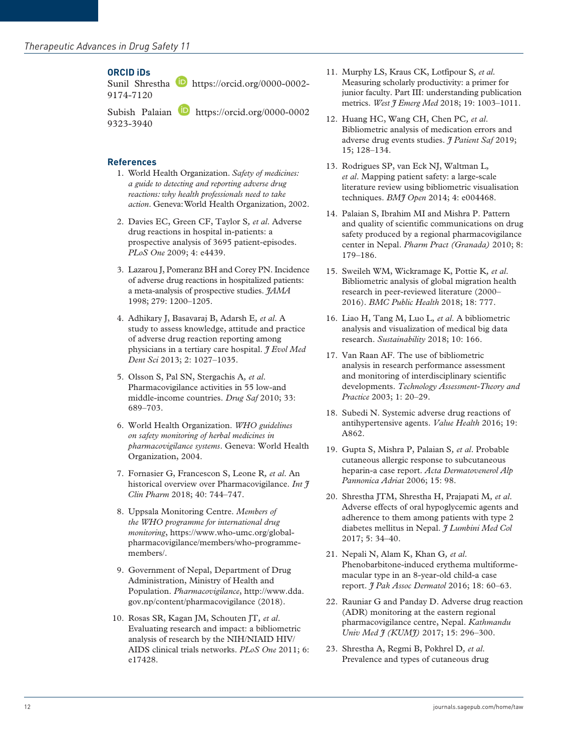## ORCID iDs

Sunil Shrestha https://orcid.org/0000-0002-9174-7120

Subish Palaian https://orcid.org/0000-0002 9323-3940

## References

1. World Health Organization. *Safety of medicines: a guide to detecting and reporting adverse drug reactions: why health professionals need to take action*. Geneva: World Health Organization, 2002.
2. Davies EC, Green CF, Taylor S, *et al*. Adverse drug reactions in hospital in-patients: a prospective analysis of 3695 patient-episodes. *PLoS One* 2009; 4: e4439.
3. Lazarou J, Pomeranz BH and Corey PN. Incidence of adverse drug reactions in hospitalized patients: a meta-analysis of prospective studies. *JAMA* 1998; 279: 1200–1205.
4. Adhikary J, Basavaraj B, Adarsh E, *et al*. A study to assess knowledge, attitude and practice of adverse drug reaction reporting among physicians in a tertiary care hospital. *J Evol Med Dent Sci* 2013; 2: 1027–1035.
5. Olsson S, Pal SN, Stergachis A, *et al*. Pharmacovigilance activities in 55 low-and middle-income countries. *Drug Saf* 2010; 33: 689–703.
6. World Health Organization. *WHO guidelines on safety monitoring of herbal medicines in pharmacovigilance systems*. Geneva: World Health Organization, 2004.
7. Fornasier G, Francescon S, Leone R, *et al*. An historical overview over Pharmacovigilance. *Int J Clin Pharm* 2018; 40: 744–747.
8. Uppsala Monitoring Centre. *Members of the WHO programme for international drug monitoring*, https://www.who-umc.org/global-pharmacovigilance/members/who-programme-members/.
9. Government of Nepal, Department of Drug Administration, Ministry of Health and Population. *Pharmacovigilance*, http://www.dda.gov.np/content/pharmacovigilance (2018).
10. Rosas SR, Kagan JM, Schouten JT, *et al*. Evaluating research and impact: a bibliometric analysis of research by the NIH/NIAID HIV/AIDS clinical trials networks. *PLoS One* 2011; 6: e17428.
11. Murphy LS, Kraus CK, Lotfipour S, *et al*. Measuring scholarly productivity: a primer for junior faculty. Part III: understanding publication metrics. *West J Emerg Med* 2018; 19: 1003–1011.
12. Huang HC, Wang CH, Chen PC, *et al*. Bibliometric analysis of medication errors and adverse drug events studies. *J Patient Saf* 2019; 15; 128–134.
13. Rodrigues SP, van Eck NJ, Waltman L, *et al*. Mapping patient safety: a large-scale literature review using bibliometric visualisation techniques. *BMJ Open* 2014; 4: e004468.
14. Palaian S, Ibrahim MI and Mishra P. Pattern and quality of scientific communications on drug safety produced by a regional pharmacovigilance center in Nepal. *Pharm Pract (Granada)* 2010; 8: 179–186.
15. Sweileh WM, Wickramage K, Pottie K, *et al*. Bibliometric analysis of global migration health research in peer-reviewed literature (2000–2016). *BMC Public Health* 2018; 18: 777.
16. Liao H, Tang M, Luo L, *et al*. A bibliometric analysis and visualization of medical big data research. *Sustainability* 2018; 10: 166.
17. Van Raan AF. The use of bibliometric analysis in research performance assessment and monitoring of interdisciplinary scientific developments. *Technology Assessment-Theory and Practice* 2003; 1: 20–29.
18. Subedi N. Systemic adverse drug reactions of antihypertensive agents. *Value Health* 2016; 19: A862.
19. Gupta S, Mishra P, Palaian S, *et al*. Probable cutaneous allergic response to subcutaneous heparin-a case report. *Acta Dermatovenerol Alp Pannonica Adriat* 2006; 15: 98.
20. Shrestha JTM, Shrestha H, Prajapati M, *et al*. Adverse effects of oral hypoglycemic agents and adherence to them among patients with type 2 diabetes mellitus in Nepal. *J Lumbini Med Col* 2017; 5: 34–40.
21. Nepali N, Alam K, Khan G, *et al*. Phenobarbitone-induced erythema multiforme-macular type in an 8-year-old child-a case report. *J Pak Assoc Dermatol* 2016; 18: 60–63.
22. Rauniar G and Panday D. Adverse drug reaction (ADR) monitoring at the eastern regional pharmacovigilance centre, Nepal. *Kathmandu Univ Med J (KUMJ)* 2017; 15: 296–300.
23. Shrestha A, Regmi B, Pokhrel D, *et al*. Prevalence and types of cutaneous drug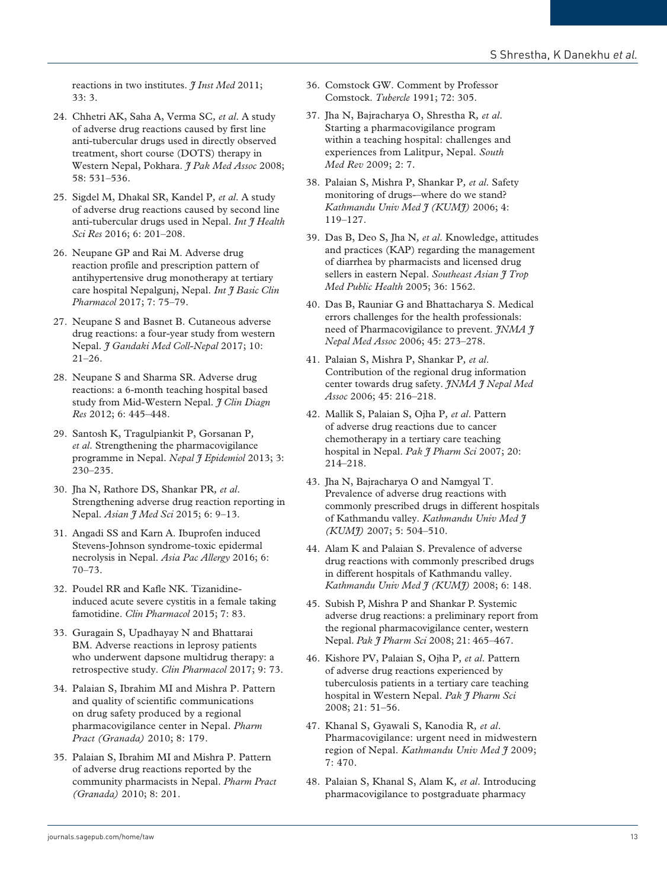reactions in two institutes. *J Inst Med* 2011; 33: 3.

24. Chhetri AK, Saha A, Verma SC*, et al*. A study of adverse drug reactions caused by first line anti-tubercular drugs used in directly observed treatment, short course (DOTS) therapy in Western Nepal, Pokhara. *J Pak Med Assoc* 2008; 58: 531–536.
25. Sigdel M, Dhakal SR, Kandel P*, et al*. A study of adverse drug reactions caused by second line anti-tubercular drugs used in Nepal. *Int J Health Sci Res* 2016; 6: 201–208.
26. Neupane GP and Rai M. Adverse drug reaction profile and prescription pattern of antihypertensive drug monotherapy at tertiary care hospital Nepalgunj, Nepal. *Int J Basic Clin Pharmacol* 2017; 7: 75–79.
27. Neupane S and Basnet B. Cutaneous adverse drug reactions: a four-year study from western Nepal. *J Gandaki Med Coll-Nepal* 2017; 10: 21–26.
28. Neupane S and Sharma SR. Adverse drug reactions: a 6-month teaching hospital based study from Mid-Western Nepal. *J Clin Diagn Res* 2012; 6: 445–448.
29. Santosh K, Tragulpiankit P, Gorsanan P*, et al*. Strengthening the pharmacovigilance programme in Nepal. *Nepal J Epidemiol* 2013; 3: 230–235.
30. Jha N, Rathore DS, Shankar PR*, et al*. Strengthening adverse drug reaction reporting in Nepal. *Asian J Med Sci* 2015; 6: 9–13.
31. Angadi SS and Karn A. Ibuprofen induced Stevens-Johnson syndrome-toxic epidermal necrolysis in Nepal. *Asia Pac Allergy* 2016; 6: 70–73.
32. Poudel RR and Kafle NK. Tizanidine-induced acute severe cystitis in a female taking famotidine. *Clin Pharmacol* 2015; 7: 83.
33. Guragain S, Upadhayay N and Bhattarai BM. Adverse reactions in leprosy patients who underwent dapsone multidrug therapy: a retrospective study. *Clin Pharmacol* 2017; 9: 73.
34. Palaian S, Ibrahim MI and Mishra P. Pattern and quality of scientific communications on drug safety produced by a regional pharmacovigilance center in Nepal. *Pharm Pract (Granada)* 2010; 8: 179.
35. Palaian S, Ibrahim MI and Mishra P. Pattern of adverse drug reactions reported by the community pharmacists in Nepal. *Pharm Pract (Granada)* 2010; 8: 201.
36. Comstock GW. Comment by Professor Comstock. *Tubercle* 1991; 72: 305.
37. Jha N, Bajracharya O, Shrestha R*, et al*. Starting a pharmacovigilance program within a teaching hospital: challenges and experiences from Lalitpur, Nepal. *South Med Rev* 2009; 2: 7.
38. Palaian S, Mishra P, Shankar P*, et al*. Safety monitoring of drugs–-where do we stand? *Kathmandu Univ Med J (KUMJ)* 2006; 4: 119–127.
39. Das B, Deo S, Jha N*, et al*. Knowledge, attitudes and practices (KAP) regarding the management of diarrhea by pharmacists and licensed drug sellers in eastern Nepal. *Southeast Asian J Trop Med Public Health* 2005; 36: 1562.
40. Das B, Rauniar G and Bhattacharya S. Medical errors challenges for the health professionals: need of Pharmacovigilance to prevent. *JNMA J Nepal Med Assoc* 2006; 45: 273–278.
41. Palaian S, Mishra P, Shankar P*, et al*. Contribution of the regional drug information center towards drug safety. *JNMA J Nepal Med Assoc* 2006; 45: 216–218.
42. Mallik S, Palaian S, Ojha P*, et al*. Pattern of adverse drug reactions due to cancer chemotherapy in a tertiary care teaching hospital in Nepal. *Pak J Pharm Sci* 2007; 20: 214–218.
43. Jha N, Bajracharya O and Namgyal T. Prevalence of adverse drug reactions with commonly prescribed drugs in different hospitals of Kathmandu valley. *Kathmandu Univ Med J (KUMJ)* 2007; 5: 504–510.
44. Alam K and Palaian S. Prevalence of adverse drug reactions with commonly prescribed drugs in different hospitals of Kathmandu valley. *Kathmandu Univ Med J (KUMJ)* 2008; 6: 148.
45. Subish P, Mishra P and Shankar P. Systemic adverse drug reactions: a preliminary report from the regional pharmacovigilance center, western Nepal. *Pak J Pharm Sci* 2008; 21: 465–467.
46. Kishore PV, Palaian S, Ojha P*, et al*. Pattern of adverse drug reactions experienced by tuberculosis patients in a tertiary care teaching hospital in Western Nepal. *Pak J Pharm Sci* 2008; 21: 51–56.
47. Khanal S, Gyawali S, Kanodia R*, et al*. Pharmacovigilance: urgent need in midwestern region of Nepal. *Kathmandu Univ Med J* 2009; 7: 470.
48. Palaian S, Khanal S, Alam K*, et al*. Introducing pharmacovigilance to postgraduate pharmacy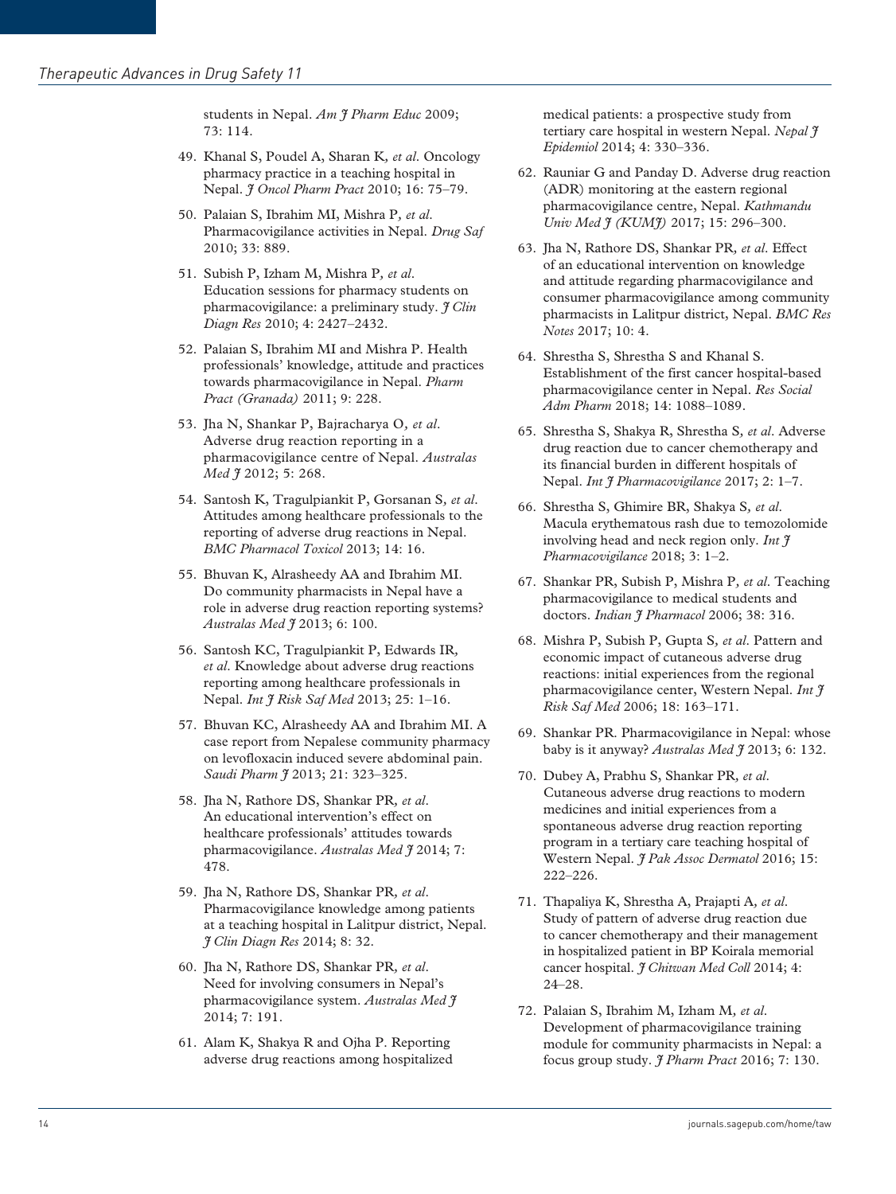students in Nepal. *Am J Pharm Educ* 2009; 73: 114.

49. Khanal S, Poudel A, Sharan K, *et al*. Oncology pharmacy practice in a teaching hospital in Nepal. *J Oncol Pharm Pract* 2010; 16: 75–79.

50. Palaian S, Ibrahim MI, Mishra P, *et al*. Pharmacovigilance activities in Nepal. *Drug Saf* 2010; 33: 889.

51. Subish P, Izham M, Mishra P, *et al*. Education sessions for pharmacy students on pharmacovigilance: a preliminary study. *J Clin Diagn Res* 2010; 4: 2427–2432.

52. Palaian S, Ibrahim MI and Mishra P. Health professionals' knowledge, attitude and practices towards pharmacovigilance in Nepal. *Pharm Pract (Granada)* 2011; 9: 228.

53. Jha N, Shankar P, Bajracharya O, *et al*. Adverse drug reaction reporting in a pharmacovigilance centre of Nepal. *Australas Med J* 2012; 5: 268.

54. Santosh K, Tragulpiankit P, Gorsanan S, *et al*. Attitudes among healthcare professionals to the reporting of adverse drug reactions in Nepal. *BMC Pharmacol Toxicol* 2013; 14: 16.

55. Bhuvan K, Alrasheedy AA and Ibrahim MI. Do community pharmacists in Nepal have a role in adverse drug reaction reporting systems? *Australas Med J* 2013; 6: 100.

56. Santosh KC, Tragulpiankit P, Edwards IR, *et al*. Knowledge about adverse drug reactions reporting among healthcare professionals in Nepal. *Int J Risk Saf Med* 2013; 25: 1–16.

57. Bhuvan KC, Alrasheedy AA and Ibrahim MI. A case report from Nepalese community pharmacy on levofloxacin induced severe abdominal pain. *Saudi Pharm J* 2013; 21: 323–325.

58. Jha N, Rathore DS, Shankar PR, *et al*. An educational intervention's effect on healthcare professionals' attitudes towards pharmacovigilance. *Australas Med J* 2014; 7: 478.

59. Jha N, Rathore DS, Shankar PR, *et al*. Pharmacovigilance knowledge among patients at a teaching hospital in Lalitpur district, Nepal. *J Clin Diagn Res* 2014; 8: 32.

60. Jha N, Rathore DS, Shankar PR, *et al*. Need for involving consumers in Nepal's pharmacovigilance system. *Australas Med J* 2014; 7: 191.

61. Alam K, Shakya R and Ojha P. Reporting adverse drug reactions among hospitalized medical patients: a prospective study from tertiary care hospital in western Nepal. *Nepal J Epidemiol* 2014; 4: 330–336.

62. Rauniar G and Panday D. Adverse drug reaction (ADR) monitoring at the eastern regional pharmacovigilance centre, Nepal. *Kathmandu Univ Med J (KUMJ)* 2017; 15: 296–300.

63. Jha N, Rathore DS, Shankar PR, *et al*. Effect of an educational intervention on knowledge and attitude regarding pharmacovigilance and consumer pharmacovigilance among community pharmacists in Lalitpur district, Nepal. *BMC Res Notes* 2017; 10: 4.

64. Shrestha S, Shrestha S and Khanal S. Establishment of the first cancer hospital-based pharmacovigilance center in Nepal. *Res Social Adm Pharm* 2018; 14: 1088–1089.

65. Shrestha S, Shakya R, Shrestha S, *et al*. Adverse drug reaction due to cancer chemotherapy and its financial burden in different hospitals of Nepal. *Int J Pharmacovigilance* 2017; 2: 1–7.

66. Shrestha S, Ghimire BR, Shakya S, *et al*. Macula erythematous rash due to temozolomide involving head and neck region only. *Int J Pharmacovigilance* 2018; 3: 1–2.

67. Shankar PR, Subish P, Mishra P, *et al*. Teaching pharmacovigilance to medical students and doctors. *Indian J Pharmacol* 2006; 38: 316.

68. Mishra P, Subish P, Gupta S, *et al*. Pattern and economic impact of cutaneous adverse drug reactions: initial experiences from the regional pharmacovigilance center, Western Nepal. *Int J Risk Saf Med* 2006; 18: 163–171.

69. Shankar PR. Pharmacovigilance in Nepal: whose baby is it anyway? *Australas Med J* 2013; 6: 132.

70. Dubey A, Prabhu S, Shankar PR, *et al*. Cutaneous adverse drug reactions to modern medicines and initial experiences from a spontaneous adverse drug reaction reporting program in a tertiary care teaching hospital of Western Nepal. *J Pak Assoc Dermatol* 2016; 15: 222–226.

71. Thapaliya K, Shrestha A, Prajapti A, *et al*. Study of pattern of adverse drug reaction due to cancer chemotherapy and their management in hospitalized patient in BP Koirala memorial cancer hospital. *J Chitwan Med Coll* 2014; 4: 24–28.

72. Palaian S, Ibrahim M, Izham M, *et al*. Development of pharmacovigilance training module for community pharmacists in Nepal: a focus group study. *J Pharm Pract* 2016; 7: 130.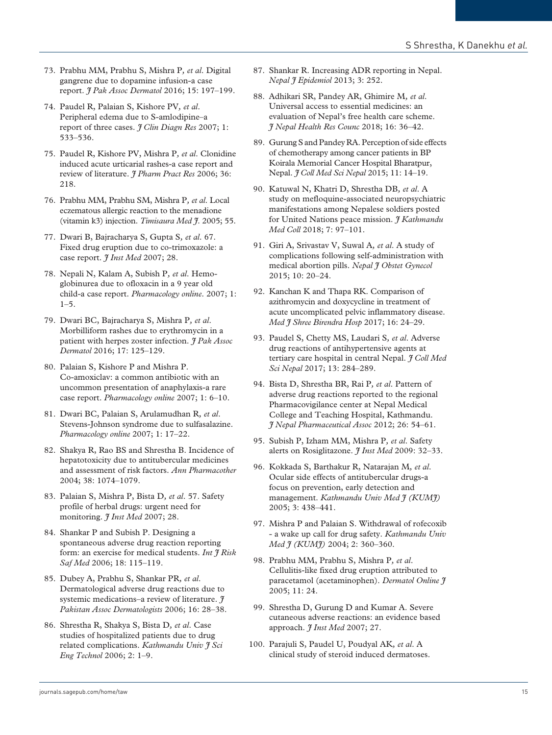73. Prabhu MM, Prabhu S, Mishra P, *et al*. Digital gangrene due to dopamine infusion-a case report. *J Pak Assoc Dermatol* 2016; 15: 197–199.

74. Paudel R, Palaian S, Kishore PV, *et al*. Peripheral edema due to S-amlodipine–a report of three cases. *J Clin Diagn Res* 2007; 1: 533–536.

75. Paudel R, Kishore PV, Mishra P, *et al*. Clonidine induced acute urticarial rashes-a case report and review of literature. *J Pharm Pract Res* 2006; 36: 218.

76. Prabhu MM, Prabhu SM, Mishra P, *et al*. Local eczematous allergic reaction to the menadione (vitamin k3) injection. *Timisaura Med J.* 2005; 55.

77. Dwari B, Bajracharya S, Gupta S, *et al*. 67. Fixed drug eruption due to co-trimoxazole: a case report. *J Inst Med* 2007; 28.

78. Nepali N, Kalam A, Subish P, *et al*. Hemoglobinurea due to ofloxacin in a 9 year old child-a case report. *Pharmacology online*. 2007; 1: 1–5.

79. Dwari BC, Bajracharya S, Mishra P, *et al*. Morbilliform rashes due to erythromycin in a patient with herpes zoster infection. *J Pak Assoc Dermatol* 2016; 17: 125–129.

80. Palaian S, Kishore P and Mishra P. Co-amoxiclav: a common antibiotic with an uncommon presentation of anaphylaxis-a rare case report. *Pharmacology online* 2007; 1: 6–10.

81. Dwari BC, Palaian S, Arulamudhan R, *et al*. Stevens-Johnson syndrome due to sulfasalazine. *Pharmacology online* 2007; 1: 17–22.

82. Shakya R, Rao BS and Shrestha B. Incidence of hepatotoxicity due to antitubercular medicines and assessment of risk factors. *Ann Pharmacother* 2004; 38: 1074–1079.

83. Palaian S, Mishra P, Bista D, *et al*. 57. Safety profile of herbal drugs: urgent need for monitoring. *J Inst Med* 2007; 28.

84. Shankar P and Subish P. Designing a spontaneous adverse drug reaction reporting form: an exercise for medical students. *Int J Risk Saf Med* 2006; 18: 115–119.

85. Dubey A, Prabhu S, Shankar PR, *et al*. Dermatological adverse drug reactions due to systemic medications–a review of literature. *J Pakistan Assoc Dermatologists* 2006; 16: 28–38.

86. Shrestha R, Shakya S, Bista D, *et al*. Case studies of hospitalized patients due to drug related complications. *Kathmandu Univ J Sci Eng Technol* 2006; 2: 1–9.

87. Shankar R. Increasing ADR reporting in Nepal. *Nepal J Epidemiol* 2013; 3: 252.

88. Adhikari SR, Pandey AR, Ghimire M, *et al*. Universal access to essential medicines: an evaluation of Nepal's free health care scheme. *J Nepal Health Res Counc* 2018; 16: 36–42.

89. Gurung S and Pandey RA. Perception of side effects of chemotherapy among cancer patients in BP Koirala Memorial Cancer Hospital Bharatpur, Nepal. *J Coll Med Sci Nepal* 2015; 11: 14–19.

90. Katuwal N, Khatri D, Shrestha DB, *et al*. A study on mefloquine-associated neuropsychiatric manifestations among Nepalese soldiers posted for United Nations peace mission. *J Kathmandu Med Coll* 2018; 7: 97–101.

91. Giri A, Srivastav V, Suwal A, *et al*. A study of complications following self-administration with medical abortion pills. *Nepal J Obstet Gynecol* 2015; 10: 20–24.

92. Kanchan K and Thapa RK. Comparison of azithromycin and doxycycline in treatment of acute uncomplicated pelvic inflammatory disease. *Med J Shree Birendra Hosp* 2017; 16: 24–29.

93. Paudel S, Chetty MS, Laudari S, *et al*. Adverse drug reactions of antihypertensive agents at tertiary care hospital in central Nepal. *J Coll Med Sci Nepal* 2017; 13: 284–289.

94. Bista D, Shrestha BR, Rai P, *et al*. Pattern of adverse drug reactions reported to the regional Pharmacovigilance center at Nepal Medical College and Teaching Hospital, Kathmandu. *J Nepal Pharmaceutical Assoc* 2012; 26: 54–61.

95. Subish P, Izham MM, Mishra P, *et al*. Safety alerts on Rosiglitazone. *J Inst Med* 2009: 32–33.

96. Kokkada S, Barthakur R, Natarajan M, *et al*. Ocular side effects of antitubercular drugs-a focus on prevention, early detection and management. *Kathmandu Univ Med J (KUMJ)* 2005; 3: 438–441.

97. Mishra P and Palaian S. Withdrawal of rofecoxib - a wake up call for drug safety. *Kathmandu Univ Med J (KUMJ)* 2004; 2: 360–360.

98. Prabhu MM, Prabhu S, Mishra P, *et al*. Cellulitis-like fixed drug eruption attributed to paracetamol (acetaminophen). *Dermatol Online J* 2005; 11: 24.

99. Shrestha D, Gurung D and Kumar A. Severe cutaneous adverse reactions: an evidence based approach. *J Inst Med* 2007; 27.

100. Parajuli S, Paudel U, Poudyal AK, *et al*. A clinical study of steroid induced dermatoses.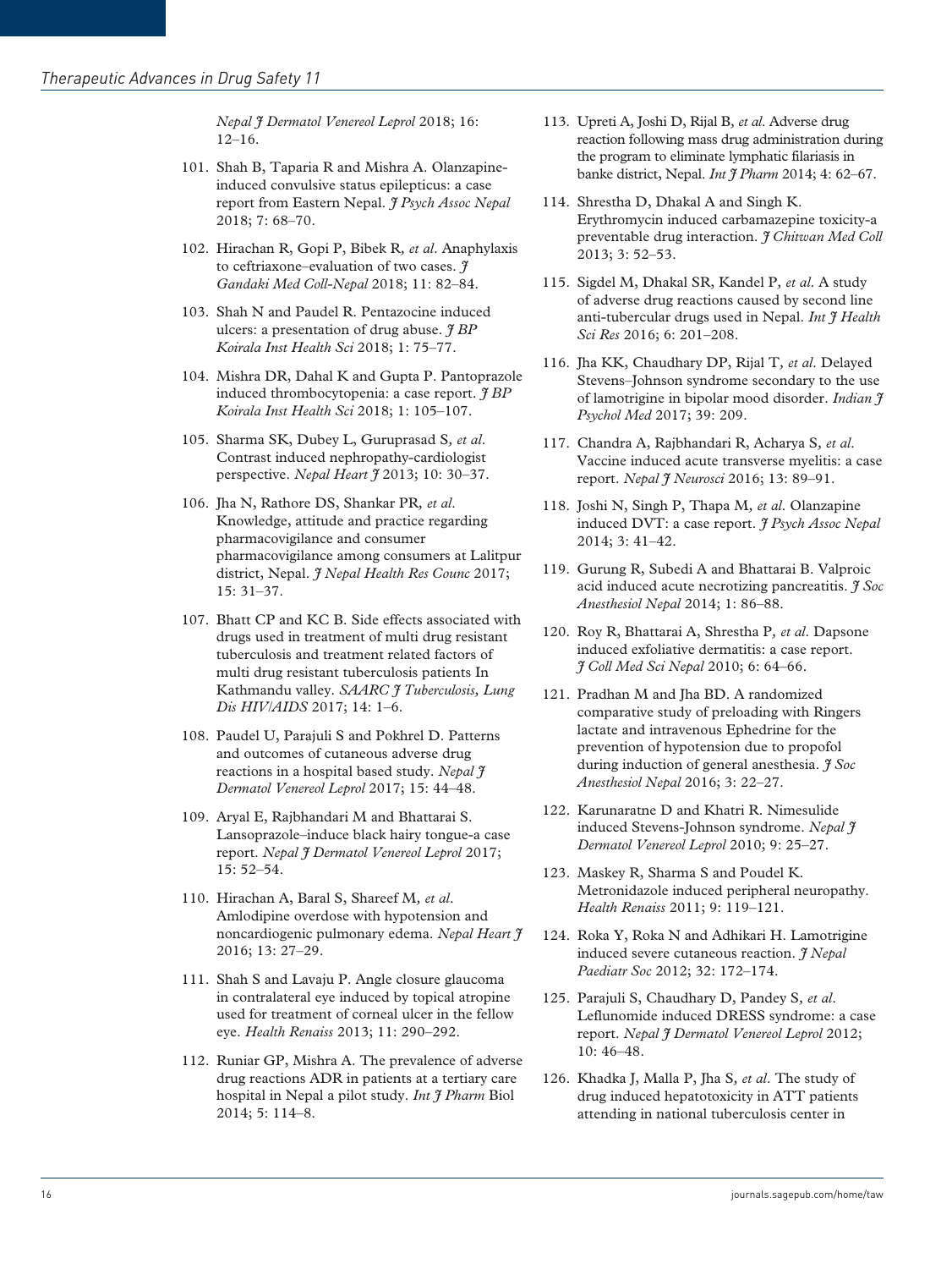*Nepal J Dermatol Venereol Leprol* 2018; 16: 12–16.

101. Shah B, Taparia R and Mishra A. Olanzapine-induced convulsive status epilepticus: a case report from Eastern Nepal. *J Psych Assoc Nepal* 2018; 7: 68–70.
102. Hirachan R, Gopi P, Bibek R*, et al*. Anaphylaxis to ceftriaxone–evaluation of two cases. *J Gandaki Med Coll-Nepal* 2018; 11: 82–84.
103. Shah N and Paudel R. Pentazocine induced ulcers: a presentation of drug abuse. *J BP Koirala Inst Health Sci* 2018; 1: 75–77.
104. Mishra DR, Dahal K and Gupta P. Pantoprazole induced thrombocytopenia: a case report. *J BP Koirala Inst Health Sci* 2018; 1: 105–107.
105. Sharma SK, Dubey L, Guruprasad S*, et al*. Contrast induced nephropathy-cardiologist perspective. *Nepal Heart J* 2013; 10: 30–37.
106. Jha N, Rathore DS, Shankar PR*, et al*. Knowledge, attitude and practice regarding pharmacovigilance and consumer pharmacovigilance among consumers at Lalitpur district, Nepal. *J Nepal Health Res Counc* 2017; 15: 31–37.
107. Bhatt CP and KC B. Side effects associated with drugs used in treatment of multi drug resistant tuberculosis and treatment related factors of multi drug resistant tuberculosis patients In Kathmandu valley. *SAARC J Tuberculosis, Lung Dis HIV/AIDS* 2017; 14: 1–6.
108. Paudel U, Parajuli S and Pokhrel D. Patterns and outcomes of cutaneous adverse drug reactions in a hospital based study. *Nepal J Dermatol Venereol Leprol* 2017; 15: 44–48.
109. Aryal E, Rajbhandari M and Bhattarai S. Lansoprazole–induce black hairy tongue-a case report. *Nepal J Dermatol Venereol Leprol* 2017; 15: 52–54.
110. Hirachan A, Baral S, Shareef M*, et al*. Amlodipine overdose with hypotension and noncardiogenic pulmonary edema. *Nepal Heart J* 2016; 13: 27–29.
111. Shah S and Lavaju P. Angle closure glaucoma in contralateral eye induced by topical atropine used for treatment of corneal ulcer in the fellow eye. *Health Renaiss* 2013; 11: 290–292.
112. Runiar GP, Mishra A. The prevalence of adverse drug reactions ADR in patients at a tertiary care hospital in Nepal a pilot study. *Int J Pharm* Biol 2014; 5: 114–8.
113. Upreti A, Joshi D, Rijal B*, et al*. Adverse drug reaction following mass drug administration during the program to eliminate lymphatic filariasis in banke district, Nepal. *Int J Pharm* 2014; 4: 62–67.
114. Shrestha D, Dhakal A and Singh K. Erythromycin induced carbamazepine toxicity-a preventable drug interaction. *J Chitwan Med Coll* 2013; 3: 52–53.
115. Sigdel M, Dhakal SR, Kandel P*, et al*. A study of adverse drug reactions caused by second line anti-tubercular drugs used in Nepal. *Int J Health Sci Res* 2016; 6: 201–208.
116. Jha KK, Chaudhary DP, Rijal T*, et al*. Delayed Stevens–Johnson syndrome secondary to the use of lamotrigine in bipolar mood disorder. *Indian J Psychol Med* 2017; 39: 209.
117. Chandra A, Rajbhandari R, Acharya S*, et al*. Vaccine induced acute transverse myelitis: a case report. *Nepal J Neurosci* 2016; 13: 89–91.
118. Joshi N, Singh P, Thapa M*, et al*. Olanzapine induced DVT: a case report. *J Psych Assoc Nepal* 2014; 3: 41–42.
119. Gurung R, Subedi A and Bhattarai B. Valproic acid induced acute necrotizing pancreatitis. *J Soc Anesthesiol Nepal* 2014; 1: 86–88.
120. Roy R, Bhattarai A, Shrestha P*, et al*. Dapsone induced exfoliative dermatitis: a case report. *J Coll Med Sci Nepal* 2010; 6: 64–66.
121. Pradhan M and Jha BD. A randomized comparative study of preloading with Ringers lactate and intravenous Ephedrine for the prevention of hypotension due to propofol during induction of general anesthesia. *J Soc Anesthesiol Nepal* 2016; 3: 22–27.
122. Karunaratne D and Khatri R. Nimesulide induced Stevens-Johnson syndrome. *Nepal J Dermatol Venereol Leprol* 2010; 9: 25–27.
123. Maskey R, Sharma S and Poudel K. Metronidazole induced peripheral neuropathy. *Health Renaiss* 2011; 9: 119–121.
124. Roka Y, Roka N and Adhikari H. Lamotrigine induced severe cutaneous reaction. *J Nepal Paediatr Soc* 2012; 32: 172–174.
125. Parajuli S, Chaudhary D, Pandey S*, et al*. Leflunomide induced DRESS syndrome: a case report. *Nepal J Dermatol Venereol Leprol* 2012; 10: 46–48.
126. Khadka J, Malla P, Jha S*, et al*. The study of drug induced hepatotoxicity in ATT patients attending in national tuberculosis center in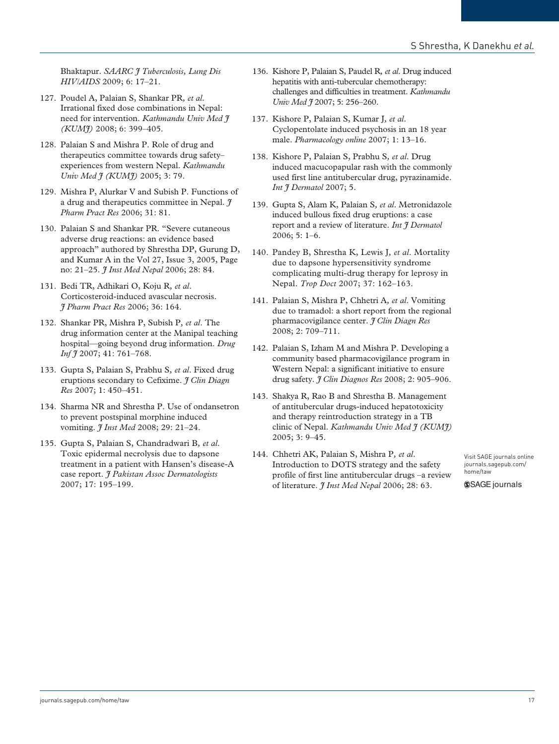Bhaktapur. *SAARC J Tuberculosis, Lung Dis HIV/AIDS* 2009; 6: 17–21.

127. Poudel A, Palaian S, Shankar PR, *et al*. Irrational fixed dose combinations in Nepal: need for intervention. *Kathmandu Univ Med J (KUMJ)* 2008; 6: 399–405.

128. Palaian S and Mishra P. Role of drug and therapeutics committee towards drug safety–experiences from western Nepal. *Kathmandu Univ Med J (KUMJ)* 2005; 3: 79.

129. Mishra P, Alurkar V and Subish P. Functions of a drug and therapeutics committee in Nepal. *J Pharm Pract Res* 2006; 31: 81.

130. Palaian S and Shankar PR. "Severe cutaneous adverse drug reactions: an evidence based approach" authored by Shrestha DP, Gurung D, and Kumar A in the Vol 27, Issue 3, 2005, Page no: 21–25. *J Inst Med Nepal* 2006; 28: 84.

131. Bedi TR, Adhikari O, Koju R, *et al*. Corticosteroid-induced avascular necrosis. *J Pharm Pract Res* 2006; 36: 164.

132. Shankar PR, Mishra P, Subish P, *et al*. The drug information center at the Manipal teaching hospital—going beyond drug information. *Drug Inf J* 2007; 41: 761–768.

133. Gupta S, Palaian S, Prabhu S, *et al*. Fixed drug eruptions secondary to Cefixime. *J Clin Diagn Res* 2007; 1: 450–451.

134. Sharma NR and Shrestha P. Use of ondansetron to prevent postspinal morphine induced vomiting. *J Inst Med* 2008; 29: 21–24.

135. Gupta S, Palaian S, Chandradwari B, *et al*. Toxic epidermal necrolysis due to dapsone treatment in a patient with Hansen's disease-A case report. *J Pakistan Assoc Dermatologists* 2007; 17: 195–199.

136. Kishore P, Palaian S, Paudel R, *et al*. Drug induced hepatitis with anti-tubercular chemotherapy: challenges and difficulties in treatment. *Kathmandu Univ Med J* 2007; 5: 256–260.

137. Kishore P, Palaian S, Kumar J, *et al*. Cyclopentolate induced psychosis in an 18 year male. *Pharmacology online* 2007; 1: 13–16.

138. Kishore P, Palaian S, Prabhu S, *et al*. Drug induced macucopapular rash with the commonly used first line antitubercular drug, pyrazinamide. *Int J Dermatol* 2007; 5.

139. Gupta S, Alam K, Palaian S, *et al*. Metronidazole induced bullous fixed drug eruptions: a case report and a review of literature. *Int J Dermatol* 2006; 5: 1–6.

140. Pandey B, Shrestha K, Lewis J, *et al*. Mortality due to dapsone hypersensitivity syndrome complicating multi-drug therapy for leprosy in Nepal. *Trop Doct* 2007; 37: 162–163.

141. Palaian S, Mishra P, Chhetri A, *et al*. Vomiting due to tramadol: a short report from the regional pharmacovigilance center. *J Clin Diagn Res* 2008; 2: 709–711.

142. Palaian S, Izham M and Mishra P. Developing a community based pharmacovigilance program in Western Nepal: a significant initiative to ensure drug safety. *J Clin Diagnos Res* 2008; 2: 905–906.

143. Shakya R, Rao B and Shrestha B. Management of antitubercular drugs-induced hepatotoxicity and therapy reintroduction strategy in a TB clinic of Nepal. *Kathmandu Univ Med J (KUMJ)* 2005; 3: 9–45.

144. Chhetri AK, Palaian S, Mishra P, *et al*. Introduction to DOTS strategy and the safety profile of first line antitubercular drugs –a review of literature. *J Inst Med Nepal* 2006; 28: 63.

Visit SAGE journals online journals.sagepub.com/home/taw

SAGE journals